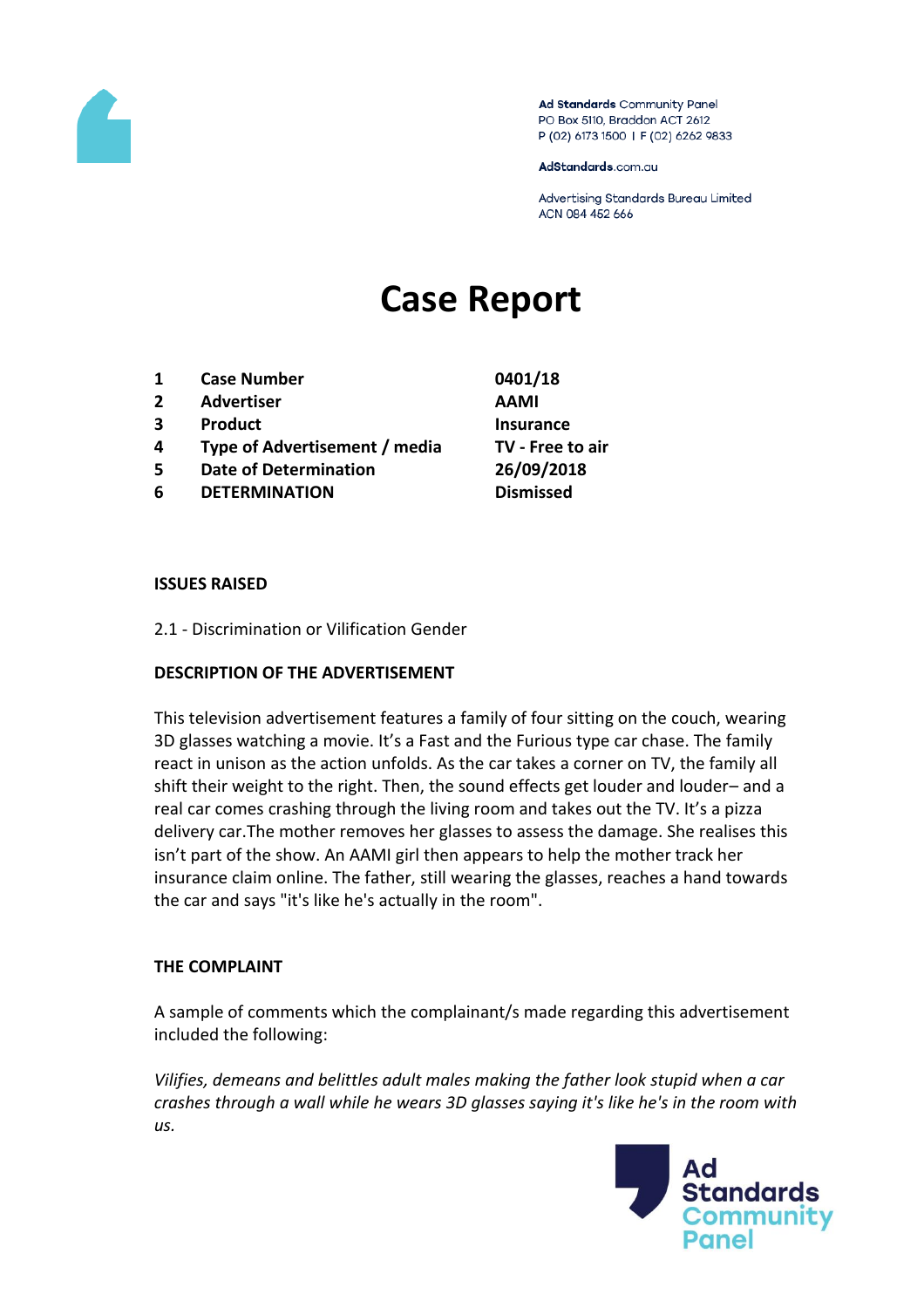Ad Standards Community Panel
PO Box 5110, Braddon ACT 2612
P (02) 6173 1500 | F (02) 6262 9833

AdStandards.com.au

Advertising Standards Bureau Limited
ACN 084 452 666

# Case Report

| | | |
|---|---|---|
| 1 | **Case Number** | **0401/18** |
| 2 | **Advertiser** | **AAMI** |
| 3 | **Product** | **Insurance** |
| 4 | **Type of Advertisement / media** | **TV - Free to air** |
| 5 | **Date of Determination** | **26/09/2018** |
| 6 | **DETERMINATION** | **Dismissed** |

### ISSUES RAISED

2.1 - Discrimination or Vilification Gender

### DESCRIPTION OF THE ADVERTISEMENT

This television advertisement features a family of four sitting on the couch, wearing 3D glasses watching a movie. It's a Fast and the Furious type car chase. The family react in unison as the action unfolds. As the car takes a corner on TV, the family all shift their weight to the right. Then, the sound effects get louder and louder– and a real car comes crashing through the living room and takes out the TV. It's a pizza delivery car.The mother removes her glasses to assess the damage. She realises this isn't part of the show. An AAMI girl then appears to help the mother track her insurance claim online. The father, still wearing the glasses, reaches a hand towards the car and says "it's like he's actually in the room".

### THE COMPLAINT

A sample of comments which the complainant/s made regarding this advertisement included the following:

*Vilifies, demeans and belittles adult males making the father look stupid when a car crashes through a wall while he wears 3D glasses saying it's like he's in the room with us.*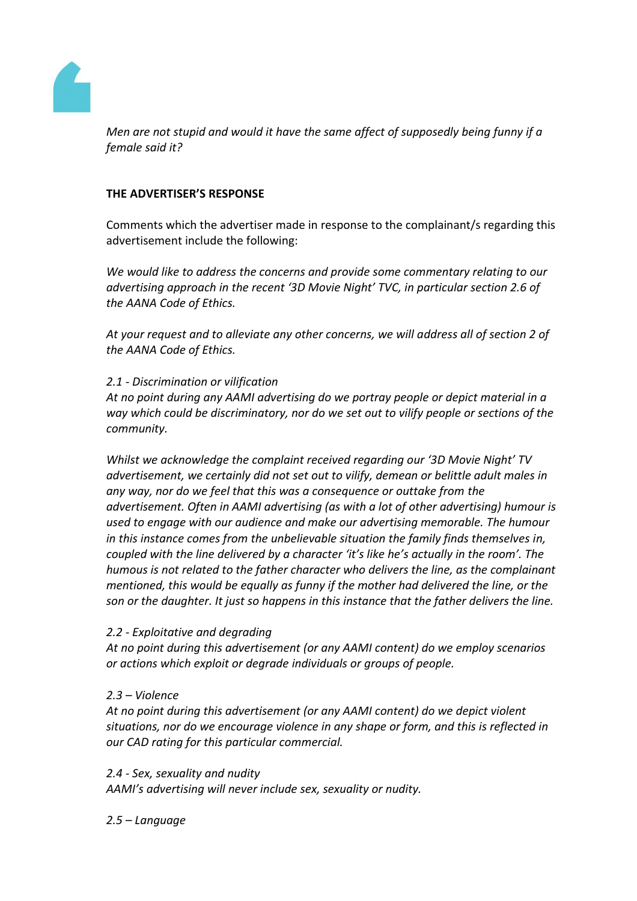*Men are not stupid and would it have the same affect of supposedly being funny if a female said it?*

**THE ADVERTISER'S RESPONSE**

Comments which the advertiser made in response to the complainant/s regarding this advertisement include the following:

*We would like to address the concerns and provide some commentary relating to our advertising approach in the recent '3D Movie Night' TVC, in particular section 2.6 of the AANA Code of Ethics.*

*At your request and to alleviate any other concerns, we will address all of section 2 of the AANA Code of Ethics.*

*2.1 - Discrimination or vilification*
*At no point during any AAMI advertising do we portray people or depict material in a way which could be discriminatory, nor do we set out to vilify people or sections of the community.*

*Whilst we acknowledge the complaint received regarding our '3D Movie Night' TV advertisement, we certainly did not set out to vilify, demean or belittle adult males in any way, nor do we feel that this was a consequence or outtake from the advertisement. Often in AAMI advertising (as with a lot of other advertising) humour is used to engage with our audience and make our advertising memorable. The humour in this instance comes from the unbelievable situation the family finds themselves in, coupled with the line delivered by a character 'it's like he's actually in the room'. The humous is not related to the father character who delivers the line, as the complainant mentioned, this would be equally as funny if the mother had delivered the line, or the son or the daughter. It just so happens in this instance that the father delivers the line.*

*2.2 - Exploitative and degrading*
*At no point during this advertisement (or any AAMI content) do we employ scenarios or actions which exploit or degrade individuals or groups of people.*

*2.3 – Violence*
*At no point during this advertisement (or any AAMI content) do we depict violent situations, nor do we encourage violence in any shape or form, and this is reflected in our CAD rating for this particular commercial.*

*2.4 - Sex, sexuality and nudity*
*AAMI's advertising will never include sex, sexuality or nudity.*

*2.5 – Language*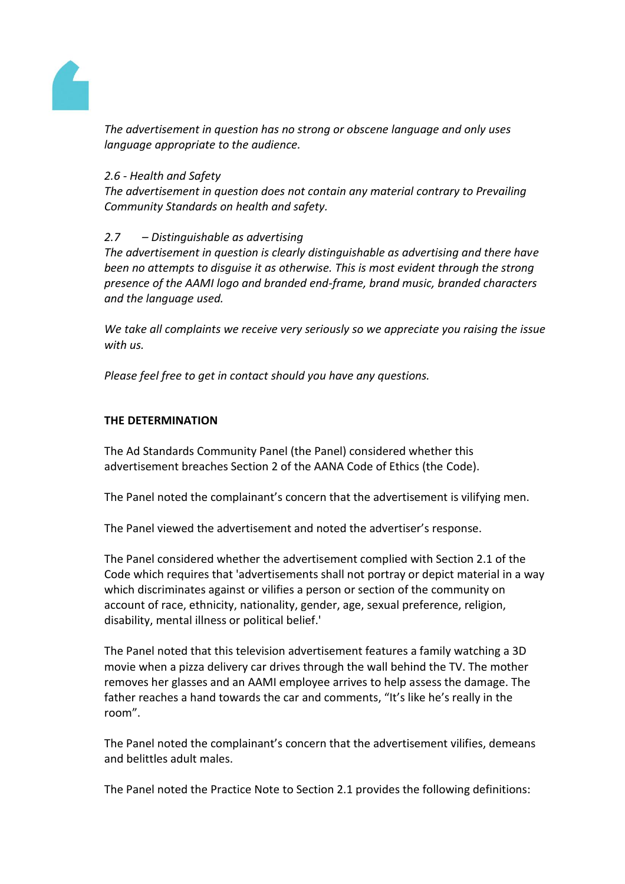*The advertisement in question has no strong or obscene language and only uses language appropriate to the audience.*

*2.6 - Health and Safety*
*The advertisement in question does not contain any material contrary to Prevailing Community Standards on health and safety.*

*2.7 – Distinguishable as advertising*
*The advertisement in question is clearly distinguishable as advertising and there have been no attempts to disguise it as otherwise. This is most evident through the strong presence of the AAMI logo and branded end-frame, brand music, branded characters and the language used.*

*We take all complaints we receive very seriously so we appreciate you raising the issue with us.*

*Please feel free to get in contact should you have any questions.*

**THE DETERMINATION**

The Ad Standards Community Panel (the Panel) considered whether this advertisement breaches Section 2 of the AANA Code of Ethics (the Code).

The Panel noted the complainant's concern that the advertisement is vilifying men.

The Panel viewed the advertisement and noted the advertiser's response.

The Panel considered whether the advertisement complied with Section 2.1 of the Code which requires that 'advertisements shall not portray or depict material in a way which discriminates against or vilifies a person or section of the community on account of race, ethnicity, nationality, gender, age, sexual preference, religion, disability, mental illness or political belief.'

The Panel noted that this television advertisement features a family watching a 3D movie when a pizza delivery car drives through the wall behind the TV. The mother removes her glasses and an AAMI employee arrives to help assess the damage. The father reaches a hand towards the car and comments, "It's like he's really in the room".

The Panel noted the complainant's concern that the advertisement vilifies, demeans and belittles adult males.

The Panel noted the Practice Note to Section 2.1 provides the following definitions: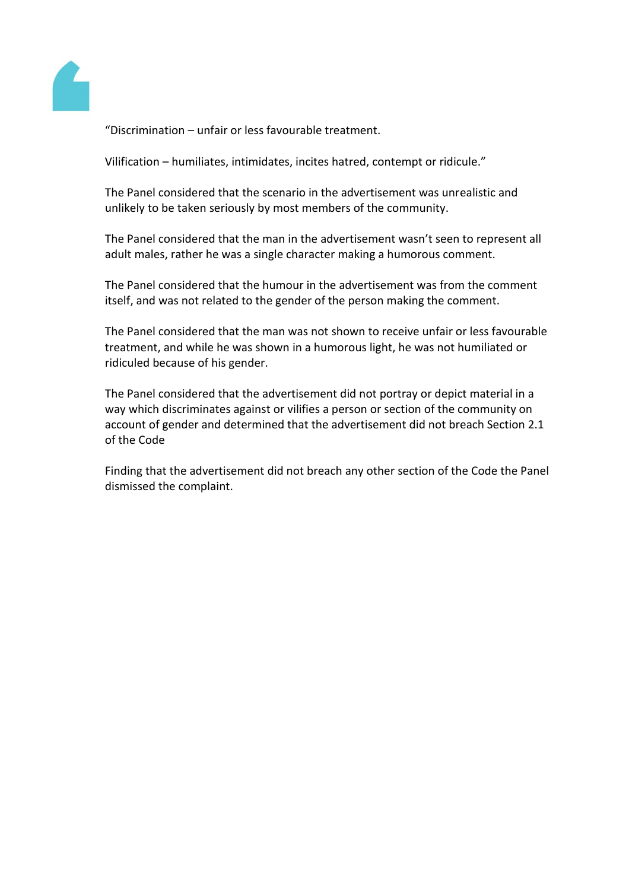"Discrimination – unfair or less favourable treatment.

Vilification – humiliates, intimidates, incites hatred, contempt or ridicule."

The Panel considered that the scenario in the advertisement was unrealistic and unlikely to be taken seriously by most members of the community.

The Panel considered that the man in the advertisement wasn't seen to represent all adult males, rather he was a single character making a humorous comment.

The Panel considered that the humour in the advertisement was from the comment itself, and was not related to the gender of the person making the comment.

The Panel considered that the man was not shown to receive unfair or less favourable treatment, and while he was shown in a humorous light, he was not humiliated or ridiculed because of his gender.

The Panel considered that the advertisement did not portray or depict material in a way which discriminates against or vilifies a person or section of the community on account of gender and determined that the advertisement did not breach Section 2.1 of the Code

Finding that the advertisement did not breach any other section of the Code the Panel dismissed the complaint.